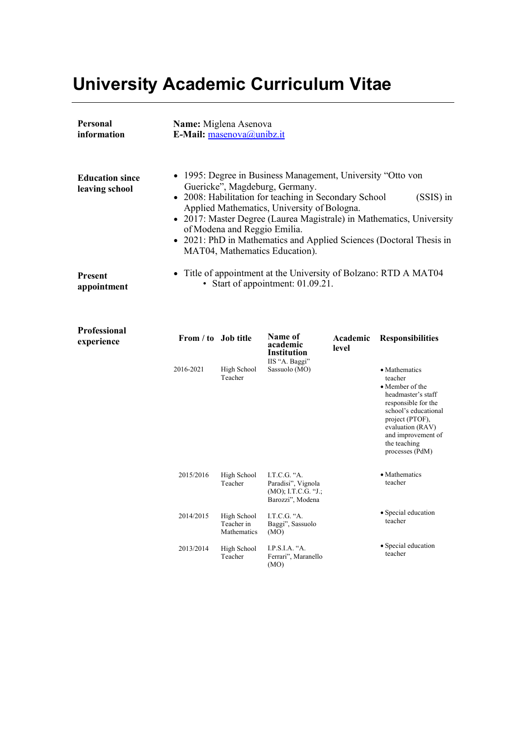# University Academic Curriculum Vitae

**Personal information**

**Name:** Miglena Asenova
**E-Mail:** masenova@unibz.it

**Education since leaving school**

- 1995: Degree in Business Management, University "Otto von Guericke", Magdeburg, Germany.
- 2008: Habilitation for teaching in Secondary School (SSIS) in Applied Mathematics, University of Bologna.
- 2017: Master Degree (Laurea Magistrale) in Mathematics, University of Modena and Reggio Emilia.
- 2021: PhD in Mathematics and Applied Sciences (Doctoral Thesis in MAT04, Mathematics Education).

**Present appointment**

- Title of appointment at the University of Bolzano: RTD A MAT04
  - Start of appointment: 01.09.21.

**Professional experience**

| From / to | Job title | Name of academic Institution | Academic level | Responsibilities |
|---|---|---|---|---|
| 2016-2021 | High School Teacher | IIS "A. Baggi" Sassuolo (MO) | | • Mathematics teacher<br>• Member of the headmaster's staff responsible for the school's educational project (PTOF), evaluation (RAV) and improvement of the teaching processes (PdM) |
| 2015/2016 | High School Teacher | I.T.C.G. "A. Paradisi", Vignola (MO); I.T.C.G. "J.; Barozzi", Modena | | • Mathematics teacher |
| 2014/2015 | High School Teacher in Mathematics | I.T.C.G. "A. Baggi", Sassuolo (MO) | | • Special education teacher |
| 2013/2014 | High School Teacher | I.P.S.I.A. "A. Ferrari", Maranello (MO) | | • Special education teacher |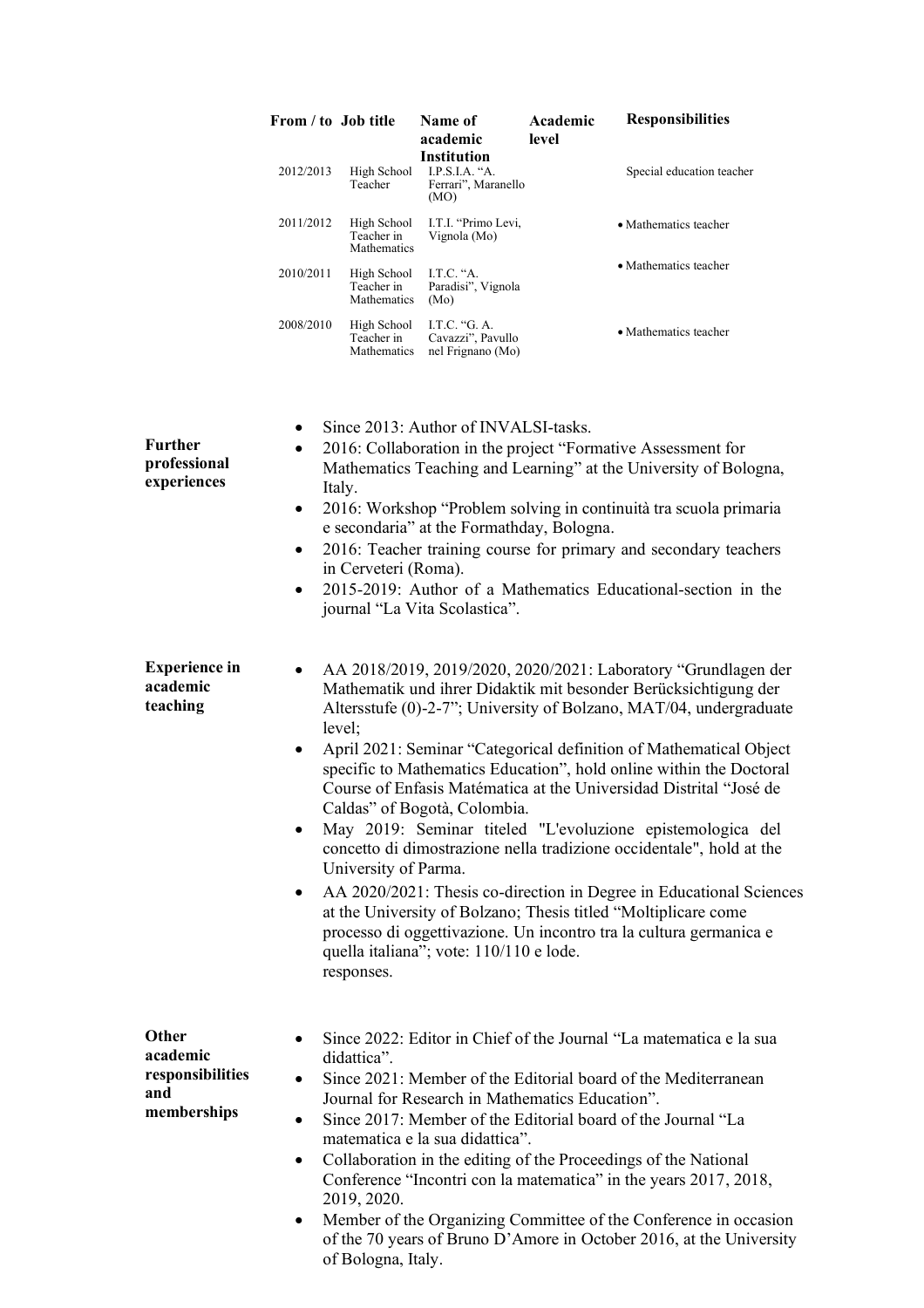| From / to | Job title | Name of academic Institution | Academic level | Responsibilities |
|---|---|---|---|---|
| 2012/2013 | High School Teacher | I.P.S.I.A. "A. Ferrari", Maranello (MO) | | Special education teacher |
| 2011/2012 | High School Teacher in Mathematics | I.T.I. "Primo Levi, Vignola (Mo) | | • Mathematics teacher |
| 2010/2011 | High School Teacher in Mathematics | I.T.C. "A. Paradisi", Vignola (Mo) | | • Mathematics teacher |
| 2008/2010 | High School Teacher in Mathematics | I.T.C. "G. A. Cavazzi", Pavullo nel Frignano (Mo) | | • Mathematics teacher |

**Further professional experiences**

- Since 2013: Author of INVALSI-tasks.
- 2016: Collaboration in the project "Formative Assessment for Mathematics Teaching and Learning" at the University of Bologna, Italy.
- 2016: Workshop "Problem solving in continuità tra scuola primaria e secondaria" at the Formathday, Bologna.
- 2016: Teacher training course for primary and secondary teachers in Cerveteri (Roma).
- 2015-2019: Author of a Mathematics Educational-section in the journal "La Vita Scolastica".

**Experience in academic teaching**

- AA 2018/2019, 2019/2020, 2020/2021: Laboratory "Grundlagen der Mathematik und ihrer Didaktik mit besonder Berücksichtigung der Altersstufe (0)-2-7"; University of Bolzano, MAT/04, undergraduate level;
- April 2021: Seminar "Categorical definition of Mathematical Object specific to Mathematics Education", hold online within the Doctoral Course of Enfasis Matématica at the Universidad Distrital "José de Caldas" of Bogotà, Colombia.
- May 2019: Seminar titeled "L'evoluzione epistemologica del concetto di dimostrazione nella tradizione occidentale", hold at the University of Parma.
- AA 2020/2021: Thesis co-direction in Degree in Educational Sciences at the University of Bolzano; Thesis titled "Moltiplicare come processo di oggettivazione. Un incontro tra la cultura germanica e quella italiana"; vote: 110/110 e lode.
  responses.

**Other academic responsibilities and memberships**

- Since 2022: Editor in Chief of the Journal "La matematica e la sua didattica".
- Since 2021: Member of the Editorial board of the Mediterranean Journal for Research in Mathematics Education".
- Since 2017: Member of the Editorial board of the Journal "La matematica e la sua didattica".
- Collaboration in the editing of the Proceedings of the National Conference "Incontri con la matematica" in the years 2017, 2018, 2019, 2020.
- Member of the Organizing Committee of the Conference in occasion of the 70 years of Bruno D'Amore in October 2016, at the University of Bologna, Italy.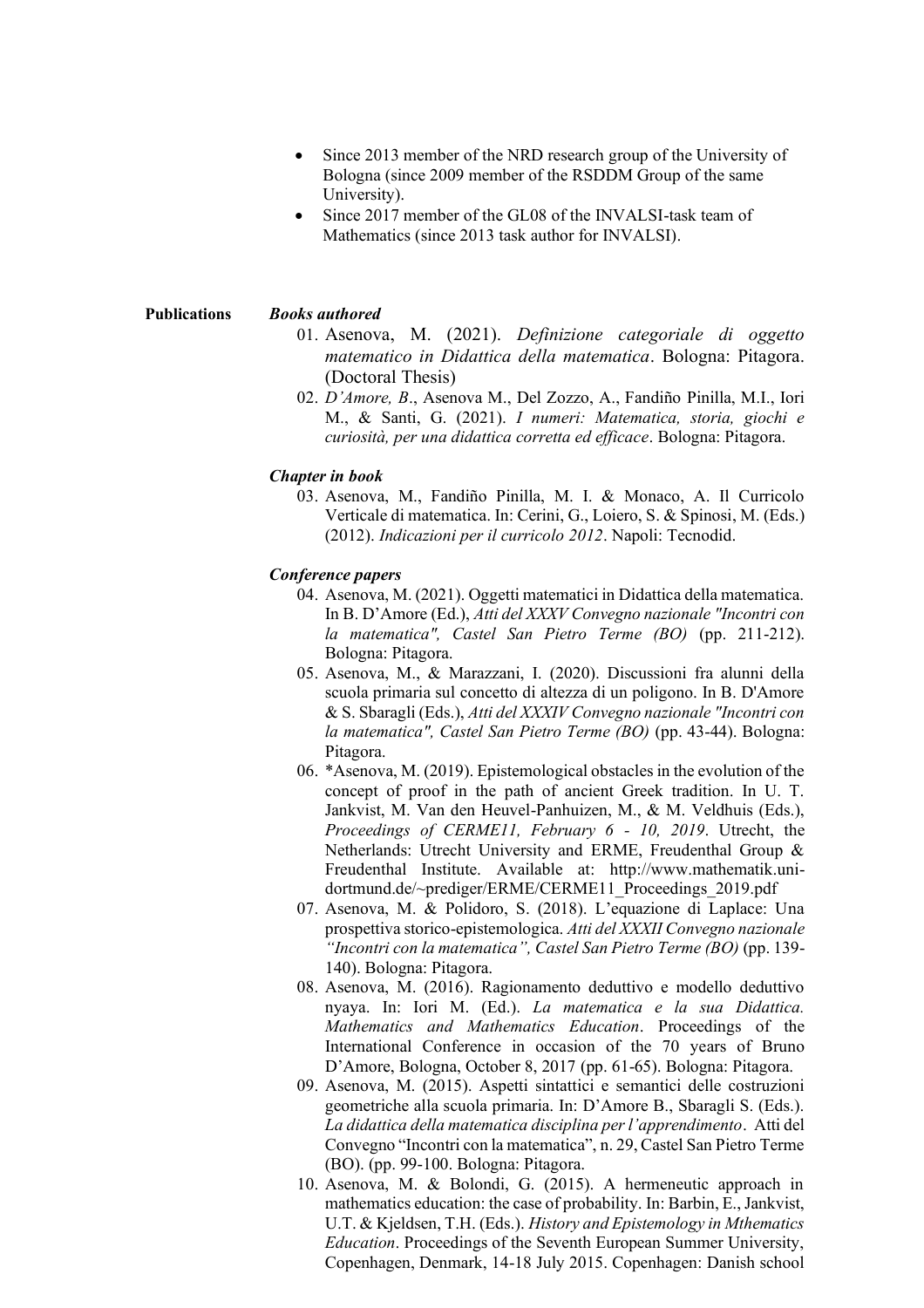- Since 2013 member of the NRD research group of the University of Bologna (since 2009 member of the RSDDM Group of the same University).
- Since 2017 member of the GL08 of the INVALSI-task team of Mathematics (since 2013 task author for INVALSI).

**Publications**

***Books authored***

01. Asenova, M. (2021). *Definizione categoriale di oggetto matematico in Didattica della matematica*. Bologna: Pitagora. (Doctoral Thesis)
02. *D'Amore, B*., Asenova M., Del Zozzo, A., Fandiño Pinilla, M.I., Iori M., & Santi, G. (2021). *I numeri: Matematica, storia, giochi e curiosità, per una didattica corretta ed efficace*. Bologna: Pitagora.

***Chapter in book***

03. Asenova, M., Fandiño Pinilla, M. I. & Monaco, A. Il Curricolo Verticale di matematica. In: Cerini, G., Loiero, S. & Spinosi, M. (Eds.) (2012). *Indicazioni per il curricolo 2012*. Napoli: Tecnodid.

***Conference papers***

04. Asenova, M. (2021). Oggetti matematici in Didattica della matematica. In B. D'Amore (Ed.), *Atti del XXXV Convegno nazionale "Incontri con la matematica", Castel San Pietro Terme (BO)* (pp. 211-212). Bologna: Pitagora.
05. Asenova, M., & Marazzani, I. (2020). Discussioni fra alunni della scuola primaria sul concetto di altezza di un poligono. In B. D'Amore & S. Sbaragli (Eds.), *Atti del XXXIV Convegno nazionale "Incontri con la matematica", Castel San Pietro Terme (BO)* (pp. 43-44). Bologna: Pitagora.
06. *Asenova, M. (2019). Epistemological obstacles in the evolution of the concept of proof in the path of ancient Greek tradition. In U. T. Jankvist, M. Van den Heuvel-Panhuizen, M., & M. Veldhuis (Eds.), *Proceedings of CERME11, February 6 - 10, 2019*. Utrecht, the Netherlands: Utrecht University and ERME, Freudenthal Group & Freudenthal Institute. Available at: http://www.mathematik.uni-dortmund.de/~prediger/ERME/CERME11_Proceedings_2019.pdf
07. Asenova, M. & Polidoro, S. (2018). L'equazione di Laplace: Una prospettiva storico-epistemologica. *Atti del XXXII Convegno nazionale "Incontri con la matematica", Castel San Pietro Terme (BO)* (pp. 139-140). Bologna: Pitagora.
08. Asenova, M. (2016). Ragionamento deduttivo e modello deduttivo nyaya. In: Iori M. (Ed.). *La matematica e la sua Didattica. Mathematics and Mathematics Education*. Proceedings of the International Conference in occasion of the 70 years of Bruno D'Amore, Bologna, October 8, 2017 (pp. 61-65). Bologna: Pitagora.
09. Asenova, M. (2015). Aspetti sintattici e semantici delle costruzioni geometriche alla scuola primaria. In: D'Amore B., Sbaragli S. (Eds.). *La didattica della matematica disciplina per l'apprendimento*. Atti del Convegno "Incontri con la matematica", n. 29, Castel San Pietro Terme (BO). (pp. 99-100. Bologna: Pitagora.
10. Asenova, M. & Bolondi, G. (2015). A hermeneutic approach in mathematics education: the case of probability. In: Barbin, E., Jankvist, U.T. & Kjeldsen, T.H. (Eds.). *History and Epistemology in Mthematics Education*. Proceedings of the Seventh European Summer University, Copenhagen, Denmark, 14-18 July 2015. Copenhagen: Danish school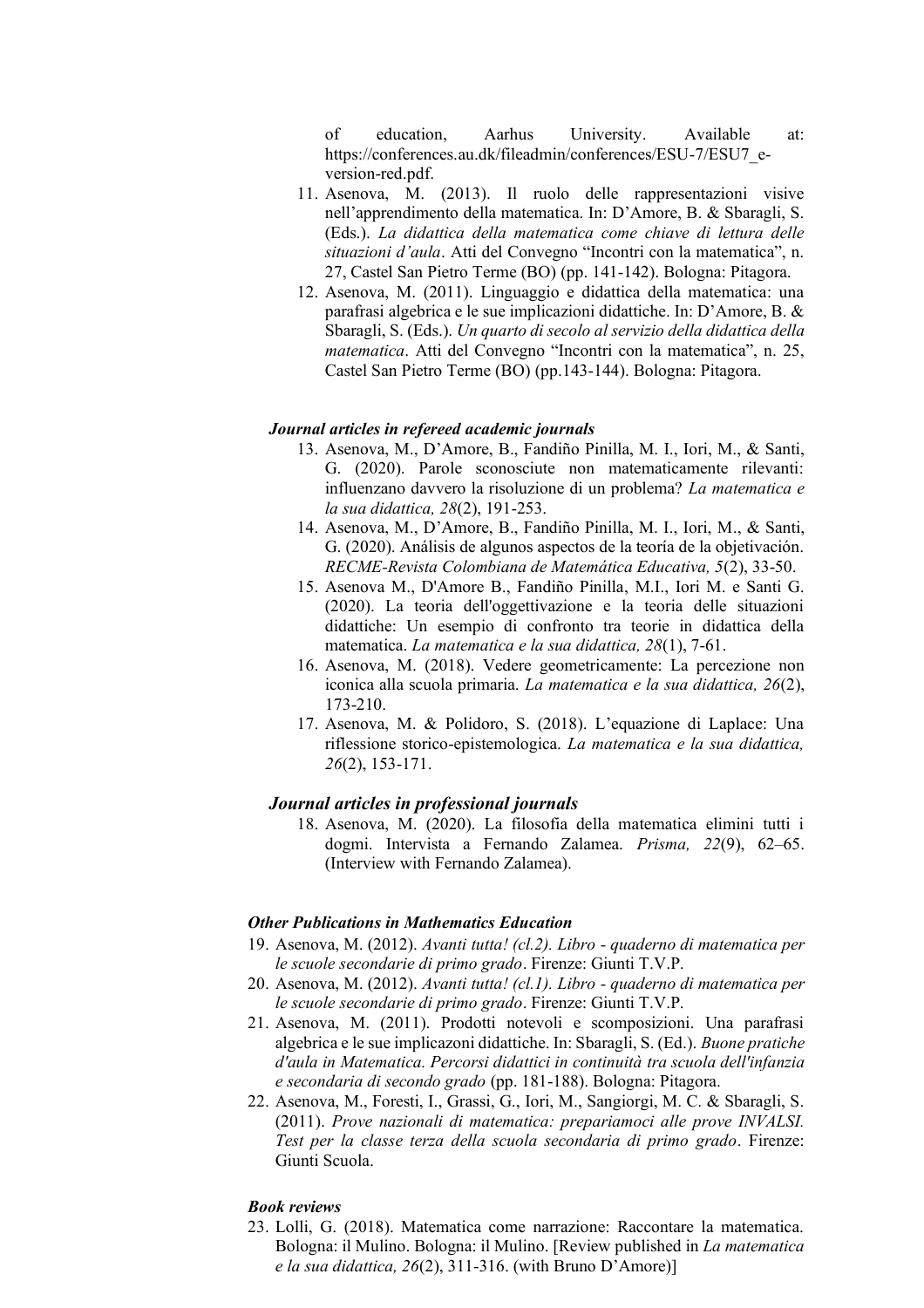of education, Aarhus University. Available at: https://conferences.au.dk/fileadmin/conferences/ESU-7/ESU7_e-version-red.pdf.

11. Asenova, M. (2013). Il ruolo delle rappresentazioni visive nell'apprendimento della matematica. In: D'Amore, B. & Sbaragli, S. (Eds.). *La didattica della matematica come chiave di lettura delle situazioni d'aula*. Atti del Convegno "Incontri con la matematica", n. 27, Castel San Pietro Terme (BO) (pp. 141-142). Bologna: Pitagora.
12. Asenova, M. (2011). Linguaggio e didattica della matematica: una parafrasi algebrica e le sue implicazioni didattiche. In: D'Amore, B. & Sbaragli, S. (Eds.). *Un quarto di secolo al servizio della didattica della matematica*. Atti del Convegno "Incontri con la matematica", n. 25, Castel San Pietro Terme (BO) (pp.143-144). Bologna: Pitagora.

#### *Journal articles in refereed academic journals*

13. Asenova, M., D'Amore, B., Fandiño Pinilla, M. I., Iori, M., & Santi, G. (2020). Parole sconosciute non matematicamente rilevanti: influenzano davvero la risoluzione di un problema? *La matematica e la sua didattica, 28*(2), 191-253.
14. Asenova, M., D'Amore, B., Fandiño Pinilla, M. I., Iori, M., & Santi, G. (2020). Análisis de algunos aspectos de la teoría de la objetivación. *RECME-Revista Colombiana de Matemática Educativa, 5*(2), 33-50.
15. Asenova M., D'Amore B., Fandiño Pinilla, M.I., Iori M. e Santi G. (2020). La teoria dell'oggettivazione e la teoria delle situazioni didattiche: Un esempio di confronto tra teorie in didattica della matematica. *La matematica e la sua didattica, 28*(1), 7-61.
16. Asenova, M. (2018). Vedere geometricamente: La percezione non iconica alla scuola primaria. *La matematica e la sua didattica, 26*(2), 173-210.
17. Asenova, M. & Polidoro, S. (2018). L'equazione di Laplace: Una riflessione storico-epistemologica. *La matematica e la sua didattica, 26*(2), 153-171.

### *Journal articles in professional journals*

18. Asenova, M. (2020). La filosofia della matematica elimini tutti i dogmi. Intervista a Fernando Zalamea. *Prisma, 22*(9), 62–65. (Interview with Fernando Zalamea).

#### *Other Publications in Mathematics Education*

19. Asenova, M. (2012). *Avanti tutta! (cl.2). Libro - quaderno di matematica per le scuole secondarie di primo grado*. Firenze: Giunti T.V.P.
20. Asenova, M. (2012). *Avanti tutta! (cl.1). Libro - quaderno di matematica per le scuole secondarie di primo grado*. Firenze: Giunti T.V.P.
21. Asenova, M. (2011). Prodotti notevoli e scomposizioni. Una parafrasi algebrica e le sue implicazoni didattiche. In: Sbaragli, S. (Ed.). *Buone pratiche d'aula in Matematica. Percorsi didattici in continuità tra scuola dell'infanzia e secondaria di secondo grado* (pp. 181-188). Bologna: Pitagora.
22. Asenova, M., Foresti, I., Grassi, G., Iori, M., Sangiorgi, M. C. & Sbaragli, S. (2011). *Prove nazionali di matematica: prepariamoci alle prove INVALSI. Test per la classe terza della scuola secondaria di primo grado*. Firenze: Giunti Scuola.

#### *Book reviews*

23. Lolli, G. (2018). Matematica come narrazione: Raccontare la matematica. Bologna: il Mulino. Bologna: il Mulino. [Review published in *La matematica e la sua didattica, 26*(2), 311-316. (with Bruno D'Amore)]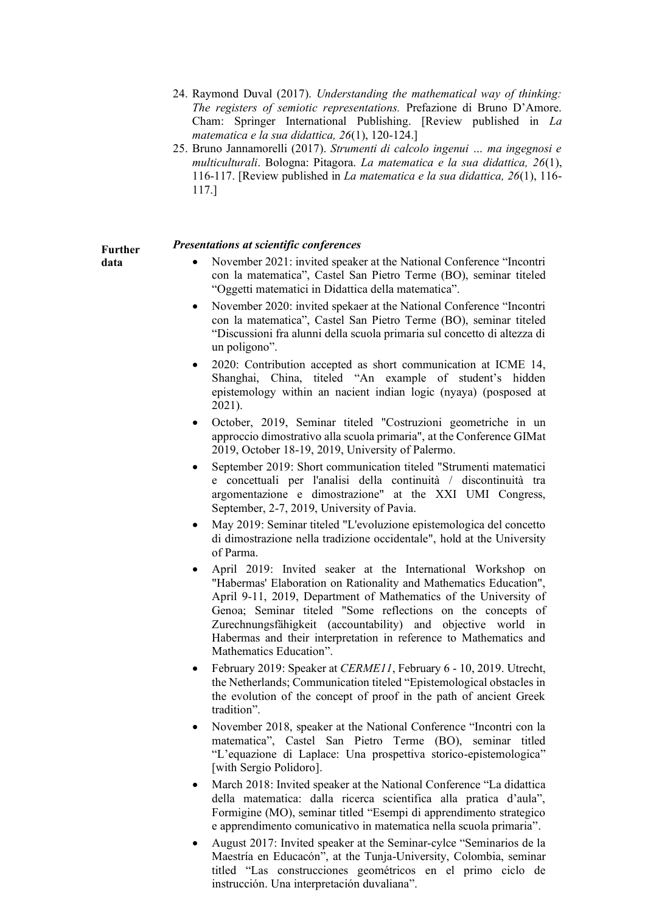24. Raymond Duval (2017). *Understanding the mathematical way of thinking: The registers of semiotic representations.* Prefazione di Bruno D'Amore. Cham: Springer International Publishing. [Review published in *La matematica e la sua didattica, 26*(1), 120-124.]
25. Bruno Jannamorelli (2017). *Strumenti di calcolo ingenui … ma ingegnosi e multiculturali*. Bologna: Pitagora. *La matematica e la sua didattica, 26*(1), 116-117. [Review published in *La matematica e la sua didattica, 26*(1), 116-117.]

**Further data**

***Presentations at scientific conferences***

- November 2021: invited speaker at the National Conference "Incontri con la matematica", Castel San Pietro Terme (BO), seminar titeled "Oggetti matematici in Didattica della matematica".
- November 2020: invited spekaer at the National Conference "Incontri con la matematica", Castel San Pietro Terme (BO), seminar titeled "Discussioni fra alunni della scuola primaria sul concetto di altezza di un poligono".
- 2020: Contribution accepted as short communication at ICME 14, Shanghai, China, titeled "An example of student's hidden epistemology within an nacient indian logic (nyaya) (posposed at 2021).
- October, 2019, Seminar titeled "Costruzioni geometriche in un approccio dimostrativo alla scuola primaria", at the Conference GIMat 2019, October 18-19, 2019, University of Palermo.
- September 2019: Short communication titeled "Strumenti matematici e concettuali per l'analisi della continuità / discontinuità tra argomentazione e dimostrazione" at the XXI UMI Congress, September, 2-7, 2019, University of Pavia.
- May 2019: Seminar titeled "L'evoluzione epistemologica del concetto di dimostrazione nella tradizione occidentale", hold at the University of Parma.
- April 2019: Invited seaker at the International Workshop on "Habermas' Elaboration on Rationality and Mathematics Education", April 9-11, 2019, Department of Mathematics of the University of Genoa; Seminar titeled "Some reflections on the concepts of Zurechnungsfähigkeit (accountability) and objective world in Habermas and their interpretation in reference to Mathematics and Mathematics Education".
- February 2019: Speaker at *CERME11*, February 6 - 10, 2019. Utrecht, the Netherlands; Communication titeled "Epistemological obstacles in the evolution of the concept of proof in the path of ancient Greek tradition".
- November 2018, speaker at the National Conference "Incontri con la matematica", Castel San Pietro Terme (BO), seminar titled "L'equazione di Laplace: Una prospettiva storico-epistemologica" [with Sergio Polidoro].
- March 2018: Invited speaker at the National Conference "La didattica della matematica: dalla ricerca scientifica alla pratica d'aula", Formigine (MO), seminar titled "Esempi di apprendimento strategico e apprendimento comunicativo in matematica nella scuola primaria".
- August 2017: Invited speaker at the Seminar-cylce "Seminarios de la Maestría en Educacón", at the Tunja-University, Colombia, seminar titled "Las construcciones geométricos en el primo ciclo de instrucción. Una interpretación duvaliana".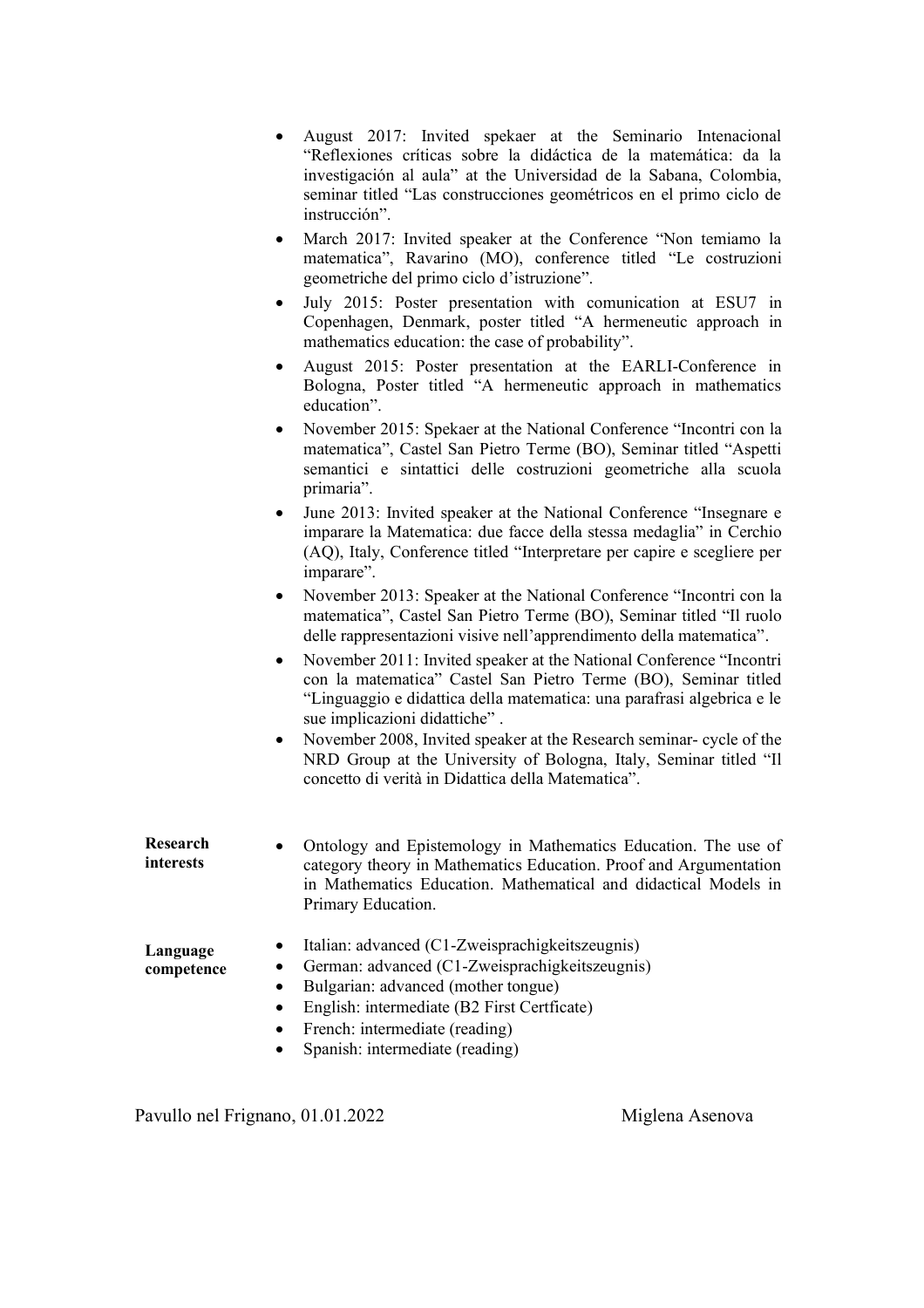- August 2017: Invited spekaer at the Seminario Intenacional "Reflexiones críticas sobre la didáctica de la matemática: da la investigación al aula" at the Universidad de la Sabana, Colombia, seminar titled "Las construcciones geométricos en el primo ciclo de instrucción".
- March 2017: Invited speaker at the Conference "Non temiamo la matematica", Ravarino (MO), conference titled "Le costruzioni geometriche del primo ciclo d'istruzione".
- July 2015: Poster presentation with comunication at ESU7 in Copenhagen, Denmark, poster titled "A hermeneutic approach in mathematics education: the case of probability".
- August 2015: Poster presentation at the EARLI-Conference in Bologna, Poster titled "A hermeneutic approach in mathematics education".
- November 2015: Spekaer at the National Conference "Incontri con la matematica", Castel San Pietro Terme (BO), Seminar titled "Aspetti semantici e sintattici delle costruzioni geometriche alla scuola primaria".
- June 2013: Invited speaker at the National Conference "Insegnare e imparare la Matematica: due facce della stessa medaglia" in Cerchio (AQ), Italy, Conference titled "Interpretare per capire e scegliere per imparare".
- November 2013: Speaker at the National Conference "Incontri con la matematica", Castel San Pietro Terme (BO), Seminar titled "Il ruolo delle rappresentazioni visive nell'apprendimento della matematica".
- November 2011: Invited speaker at the National Conference "Incontri con la matematica" Castel San Pietro Terme (BO), Seminar titled "Linguaggio e didattica della matematica: una parafrasi algebrica e le sue implicazioni didattiche" .
- November 2008, Invited speaker at the Research seminar- cycle of the NRD Group at the University of Bologna, Italy, Seminar titled "Il concetto di verità in Didattica della Matematica".

**Research interests**

- Ontology and Epistemology in Mathematics Education. The use of category theory in Mathematics Education. Proof and Argumentation in Mathematics Education. Mathematical and didactical Models in Primary Education.

**Language competence**

- Italian: advanced (C1-Zweisprachigkeitszeugnis)
- German: advanced (C1-Zweisprachigkeitszeugnis)
- Bulgarian: advanced (mother tongue)
- English: intermediate (B2 First Certficate)
- French: intermediate (reading)
- Spanish: intermediate (reading)

Pavullo nel Frignano, 01.01.2022 Miglena Asenova